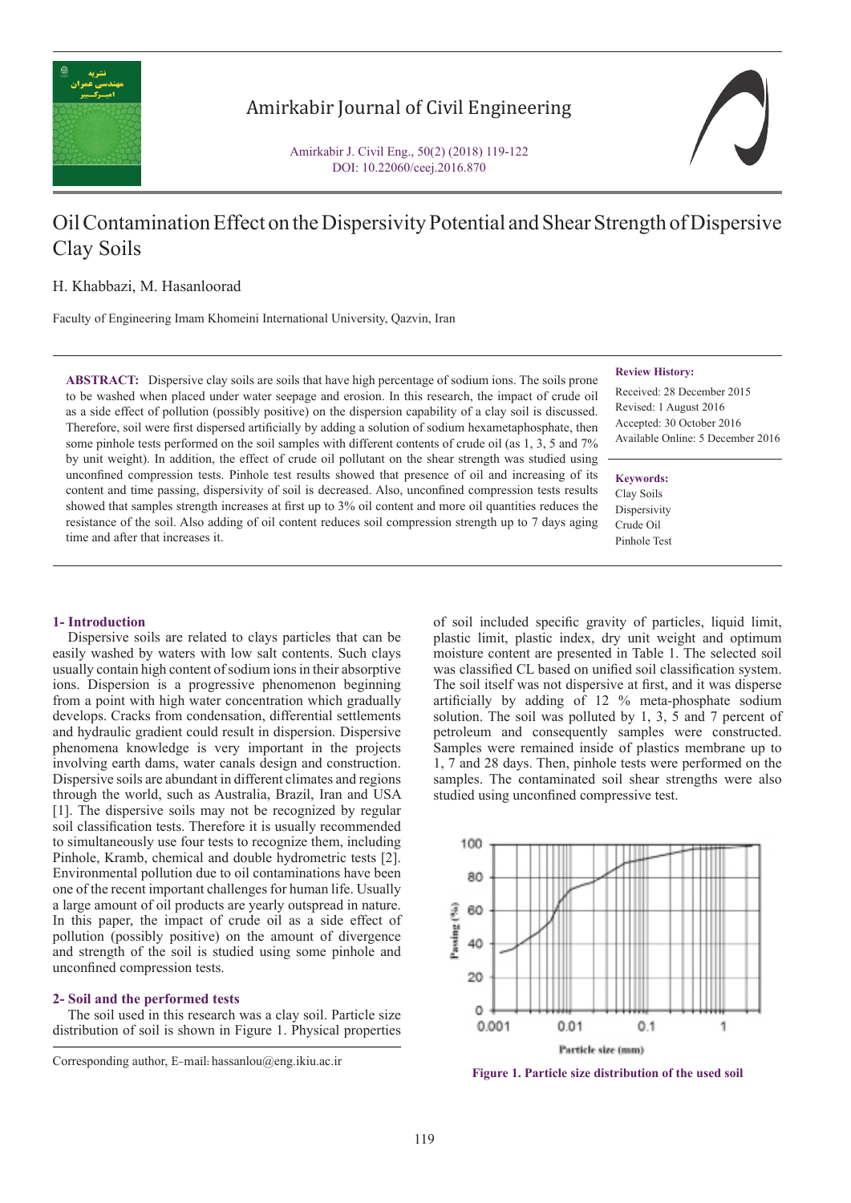# Oil Contamination Effect on the Dispersivity Potential and Shear Strength of Dispersive Clay Soils

H. Khabbazi, M. Hasanloorad

Faculty of Engineering Imam Khomeini International University, Qazvin, Iran

**ABSTRACT:** Dispersive clay soils are soils that have high percentage of sodium ions. The soils prone to be washed when placed under water seepage and erosion. In this research, the impact of crude oil as a side effect of pollution (possibly positive) on the dispersion capability of a clay soil is discussed. Therefore, soil were first dispersed artificially by adding a solution of sodium hexametaphosphate, then some pinhole tests performed on the soil samples with different contents of crude oil (as 1, 3, 5 and 7% by unit weight). In addition, the effect of crude oil pollutant on the shear strength was studied using unconfined compression tests. Pinhole test results showed that presence of oil and increasing of its content and time passing, dispersivity of soil is decreased. Also, unconfined compression tests results showed that samples strength increases at first up to 3% oil content and more oil quantities reduces the resistance of the soil. Also adding of oil content reduces soil compression strength up to 7 days aging time and after that increases it.

**Review History:**

Received: 28 December 2015
Revised: 1 August 2016
Accepted: 30 October 2016
Available Online: 5 December 2016

**Keywords:**

Clay Soils
Dispersivity
Crude Oil
Pinhole Test

## 1- Introduction

Dispersive soils are related to clays particles that can be easily washed by waters with low salt contents. Such clays usually contain high content of sodium ions in their absorptive ions. Dispersion is a progressive phenomenon beginning from a point with high water concentration which gradually develops. Cracks from condensation, differential settlements and hydraulic gradient could result in dispersion. Dispersive phenomena knowledge is very important in the projects involving earth dams, water canals design and construction. Dispersive soils are abundant in different climates and regions through the world, such as Australia, Brazil, Iran and USA [1]. The dispersive soils may not be recognized by regular soil classification tests. Therefore it is usually recommended to simultaneously use four tests to recognize them, including Pinhole, Kramb, chemical and double hydrometric tests [2]. Environmental pollution due to oil contaminations have been one of the recent important challenges for human life. Usually a large amount of oil products are yearly outspread in nature. In this paper, the impact of crude oil as a side effect of pollution (possibly positive) on the amount of divergence and strength of the soil is studied using some pinhole and unconfined compression tests.

## 2- Soil and the performed tests

The soil used in this research was a clay soil. Particle size distribution of soil is shown in Figure 1. Physical properties of soil included specific gravity of particles, liquid limit, plastic limit, plastic index, dry unit weight and optimum moisture content are presented in Table 1. The selected soil was classified CL based on unified soil classification system. The soil itself was not dispersive at first, and it was disperse artificially by adding of 12 % meta-phosphate sodium solution. The soil was polluted by 1, 3, 5 and 7 percent of petroleum and consequently samples were constructed. Samples were remained inside of plastics membrane up to 1, 7 and 28 days. Then, pinhole tests were performed on the samples. The contaminated soil shear strengths were also studied using unconfined compressive test.

**Figure 1. Particle size distribution of the used soil**

Corresponding author, E-mail: hassanlou@eng.ikiu.ac.ir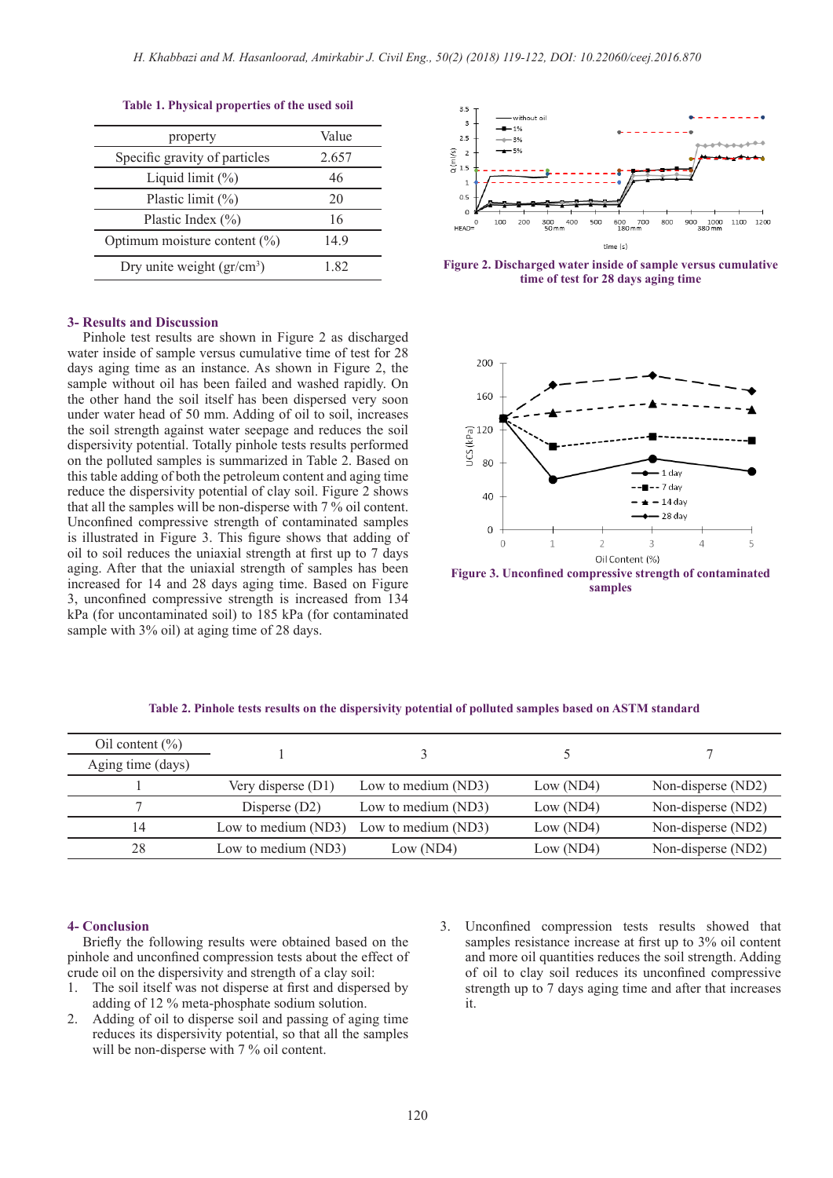Table 1. Physical properties of the used soil

| property | Value |
|---|---|
| Specific gravity of particles | 2.657 |
| Liquid limit (%) | 46 |
| Plastic limit (%) | 20 |
| Plastic Index (%) | 16 |
| Optimum moisture content (%) | 14.9 |
| Dry unite weight (gr/cm$^3$) | 1.82 |

Figure 2. Discharged water inside of sample versus cumulative time of test for 28 days aging time

## 3- Results and Discussion

Pinhole test results are shown in Figure 2 as discharged water inside of sample versus cumulative time of test for 28 days aging time as an instance. As shown in Figure 2, the sample without oil has been failed and washed rapidly. On the other hand the soil itself has been dispersed very soon under water head of 50 mm. Adding of oil to soil, increases the soil strength against water seepage and reduces the soil dispersivity potential. Totally pinhole tests results performed on the polluted samples is summarized in Table 2. Based on this table adding of both the petroleum content and aging time reduce the dispersivity potential of clay soil. Figure 2 shows that all the samples will be non-disperse with 7 % oil content. Unconfined compressive strength of contaminated samples is illustrated in Figure 3. This figure shows that adding of oil to soil reduces the uniaxial strength at first up to 7 days aging. After that the uniaxial strength of samples has been increased for 14 and 28 days aging time. Based on Figure 3, unconfined compressive strength is increased from 134 kPa (for uncontaminated soil) to 185 kPa (for contaminated sample with 3% oil) at aging time of 28 days.

Figure 3. Unconfined compressive strength of contaminated samples

Table 2. Pinhole tests results on the dispersivity potential of polluted samples based on ASTM standard

| Oil content (%) / Aging time (days) | 1 | 3 | 5 | 7 |
|---|---|---|---|---|
| 1 | Very disperse (D1) | Low to medium (ND3) | Low (ND4) | Non-disperse (ND2) |
| 7 | Disperse (D2) | Low to medium (ND3) | Low (ND4) | Non-disperse (ND2) |
| 14 | Low to medium (ND3) | Low to medium (ND3) | Low (ND4) | Non-disperse (ND2) |
| 28 | Low to medium (ND3) | Low (ND4) | Low (ND4) | Non-disperse (ND2) |

## 4- Conclusion

Briefly the following results were obtained based on the pinhole and unconfined compression tests about the effect of crude oil on the dispersivity and strength of a clay soil:

1. The soil itself was not disperse at first and dispersed by adding of 12 % meta-phosphate sodium solution.
2. Adding of oil to disperse soil and passing of aging time reduces its dispersivity potential, so that all the samples will be non-disperse with 7 % oil content.
3. Unconfined compression tests results showed that samples resistance increase at first up to 3% oil content and more oil quantities reduces the soil strength. Adding of oil to clay soil reduces its unconfined compressive strength up to 7 days aging time and after that increases it.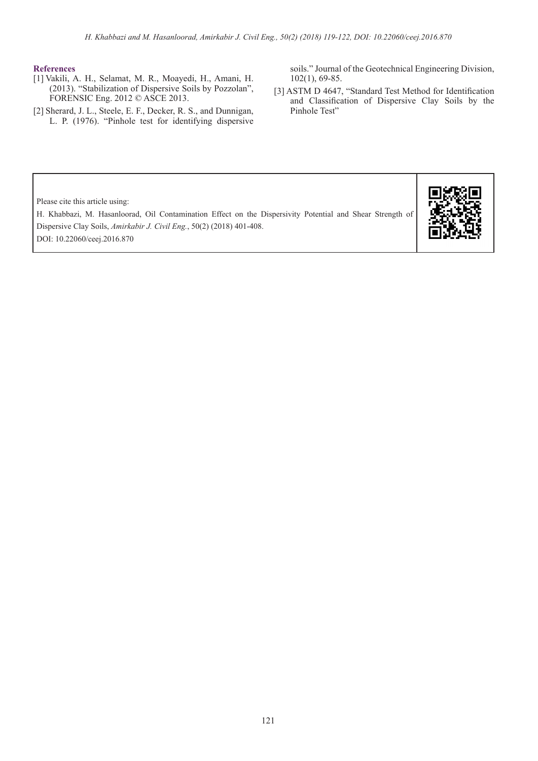### References

[1] Vakili, A. H., Selamat, M. R., Moayedi, H., Amani, H. (2013). "Stabilization of Dispersive Soils by Pozzolan", FORENSIC Eng. 2012 © ASCE 2013.

[2] Sherard, J. L., Steele, E. F., Decker, R. S., and Dunnigan, L. P. (1976). "Pinhole test for identifying dispersive soils." Journal of the Geotechnical Engineering Division, 102(1), 69-85.

[3] ASTM D 4647, "Standard Test Method for Identification and Classification of Dispersive Clay Soils by the Pinhole Test"

Please cite this article using:

H. Khabbazi, M. Hasanloorad, Oil Contamination Effect on the Dispersivity Potential and Shear Strength of Dispersive Clay Soils, *Amirkabir J. Civil Eng.*, 50(2) (2018) 401-408.

DOI: 10.22060/ceej.2016.870